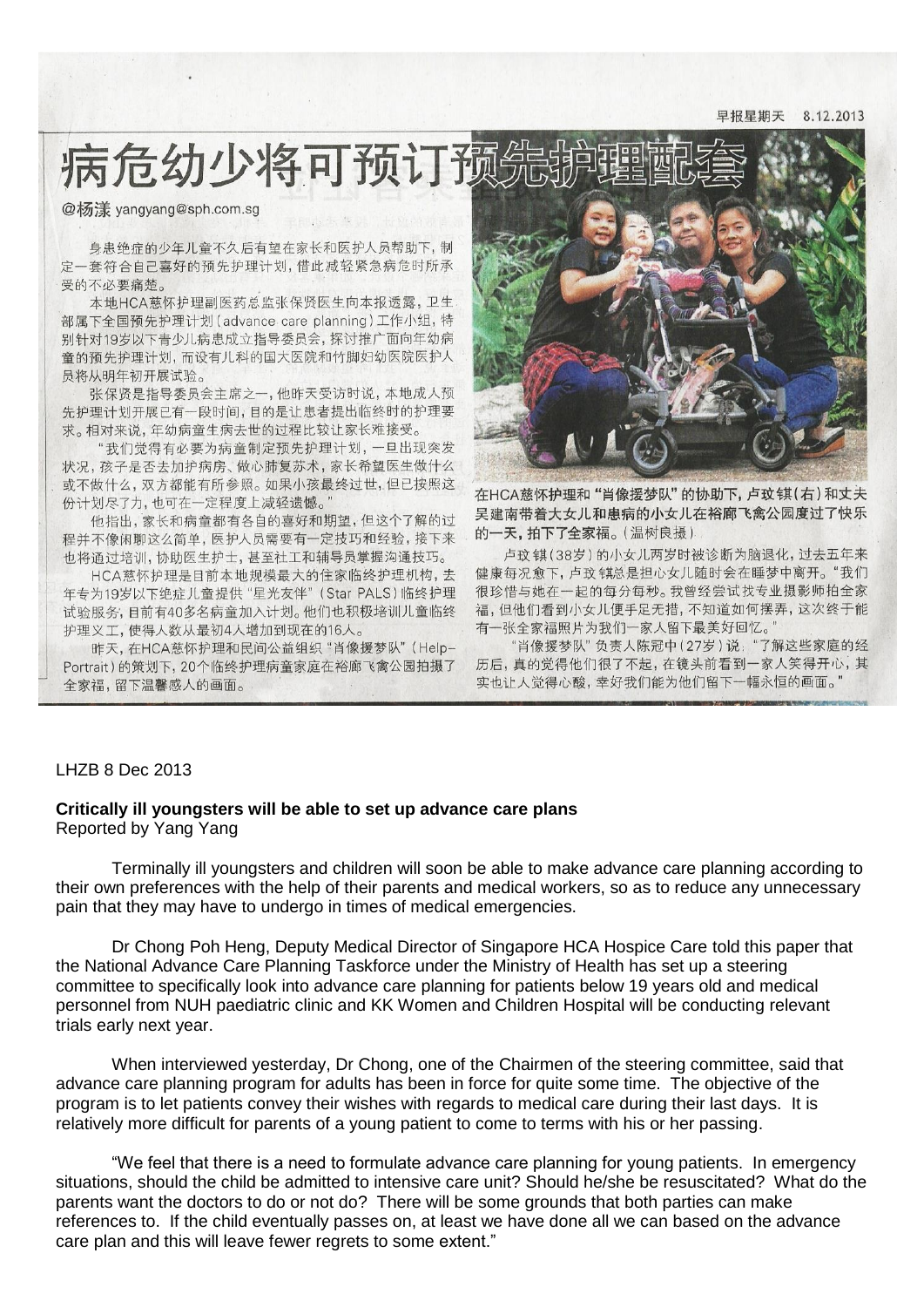早报星期天 8.12.2013

# 病危幼少将可预订预先护理配套

@杨漾 yangyang@sph.com.sg

身患绝症的少年儿童不久后有望在家长和医护人员帮助下，制定一套符合自己喜好的预先护理计划，借此减轻紧急病危时所承受的不必要痛楚。

本地HCA慈怀护理副医药总监张保贤医生向本报透露，卫生部属下全国预先护理计划（advance care planning）工作小组，特别针对19岁以下青少儿病患成立指导委员会，探讨推广面向年幼病童的预先护理计划，而设有儿科的国大医院和竹脚妇幼医院医护人员将从明年初开展试验。

张保贤是指导委员会主席之一，他昨天受访时说，本地成人预先护理计划开展已有一段时间，目的是让患者提出临终时的护理要求。相对来说，年幼病童生病去世的过程比较让家长难接受。

"我们觉得有必要为病童制定预先护理计划，一旦出现突发状况，孩子是否去加护病房、做心肺复苏术，家长希望医生做什么或不做什么，双方都能有所参照。如果小孩最终过世，但已按照这份计划尽了力，也可在一定程度上减轻遗憾。"

他指出，家长和病童都有各自的喜好和期望，但这个了解的过程并不像闲聊这么简单，医护人员需要有一定技巧和经验，接下来也将通过培训，协助医生护士，甚至社工和辅导员掌握沟通技巧。

HCA慈怀护理是目前本地规模最大的住家临终护理机构，去年专为19岁以下绝症儿童提供"星光友伴"（Star PALS）临终护理试验服务，目前有40多名病童加入计划。他们也积极培训儿童临终护理义工，使得人数从最初4人增加到现在的16人。

昨天，在HCA慈怀护理和民间公益组织"肖像援梦队"（Help-Portrait）的策划下，20个临终护理病童家庭在裕廊飞禽公园拍摄了全家福，留下温馨感人的画面。

在HCA慈怀护理和"肖像援梦队"的协助下，卢玟镁（右）和丈夫吴建南带着大女儿和患病的小女儿在裕廊飞禽公园度过了快乐的一天，拍下了全家福。（温树良摄）

卢玟镁（38岁）的小女儿两岁时被诊断为脑退化，过去五年来健康每况愈下，卢玟镁总是担心女儿随时会在睡梦中离开。"我们很珍惜与她在一起的每分每秒。我曾经尝试找专业摄影师拍全家福，但他们看到小女儿便手足无措，不知道如何摆弄，这次终于能有一张全家福照片为我们一家人留下最美好回忆。"

"肖像援梦队"负责人陈冠中（27岁）说："了解这些家庭的经历后，真的觉得他们很了不起，在镜头前看到一家人笑得开心，其实也让人觉得心酸，幸好我们能为他们留下一幅永恒的画面。"

LHZB 8 Dec 2013

**Critically ill youngsters will be able to set up advance care plans**
Reported by Yang Yang

Terminally ill youngsters and children will soon be able to make advance care planning according to their own preferences with the help of their parents and medical workers, so as to reduce any unnecessary pain that they may have to undergo in times of medical emergencies.

Dr Chong Poh Heng, Deputy Medical Director of Singapore HCA Hospice Care told this paper that the National Advance Care Planning Taskforce under the Ministry of Health has set up a steering committee to specifically look into advance care planning for patients below 19 years old and medical personnel from NUH paediatric clinic and KK Women and Children Hospital will be conducting relevant trials early next year.

When interviewed yesterday, Dr Chong, one of the Chairmen of the steering committee, said that advance care planning program for adults has been in force for quite some time. The objective of the program is to let patients convey their wishes with regards to medical care during their last days. It is relatively more difficult for parents of a young patient to come to terms with his or her passing.

"We feel that there is a need to formulate advance care planning for young patients. In emergency situations, should the child be admitted to intensive care unit? Should he/she be resuscitated? What do the parents want the doctors to do or not do? There will be some grounds that both parties can make references to. If the child eventually passes on, at least we have done all we can based on the advance care plan and this will leave fewer regrets to some extent."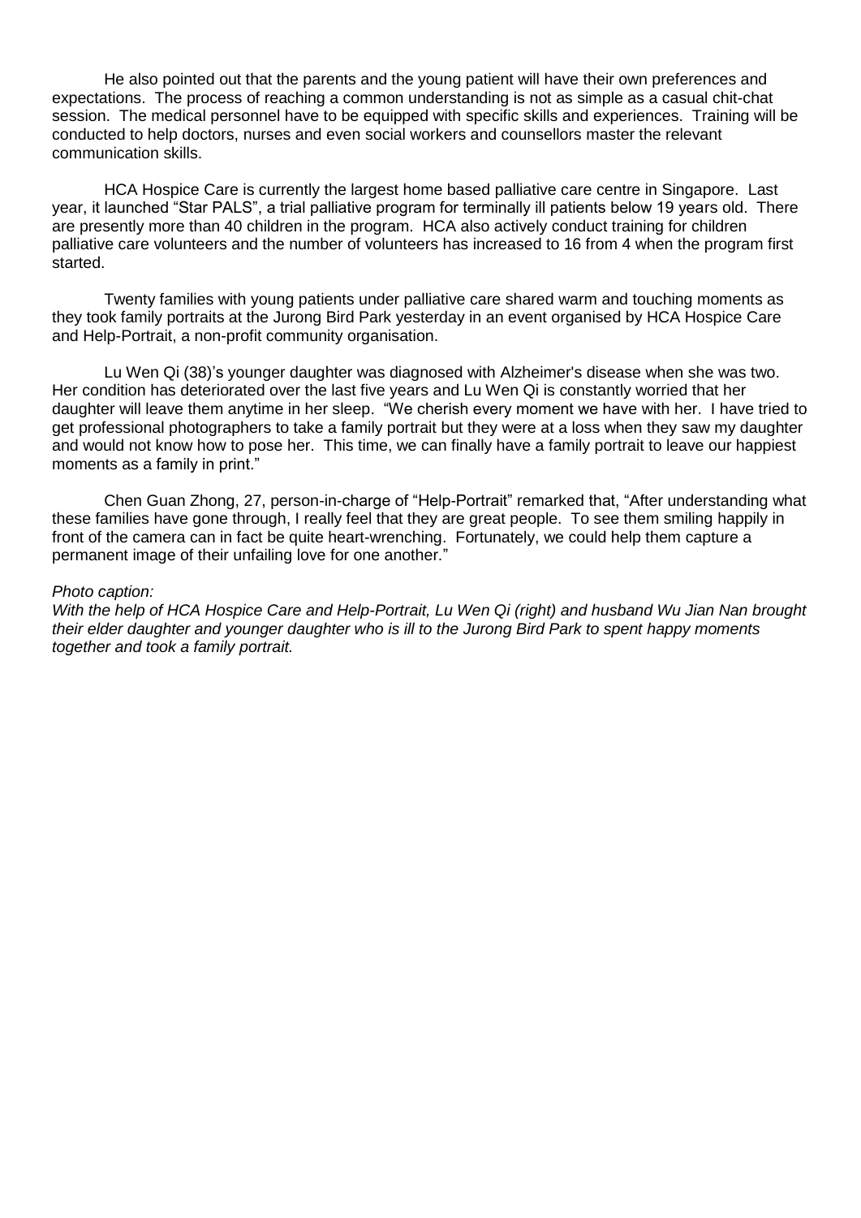He also pointed out that the parents and the young patient will have their own preferences and expectations. The process of reaching a common understanding is not as simple as a casual chit-chat session. The medical personnel have to be equipped with specific skills and experiences. Training will be conducted to help doctors, nurses and even social workers and counsellors master the relevant communication skills.

HCA Hospice Care is currently the largest home based palliative care centre in Singapore. Last year, it launched "Star PALS", a trial palliative program for terminally ill patients below 19 years old. There are presently more than 40 children in the program. HCA also actively conduct training for children palliative care volunteers and the number of volunteers has increased to 16 from 4 when the program first started.

Twenty families with young patients under palliative care shared warm and touching moments as they took family portraits at the Jurong Bird Park yesterday in an event organised by HCA Hospice Care and Help-Portrait, a non-profit community organisation.

Lu Wen Qi (38)'s younger daughter was diagnosed with Alzheimer's disease when she was two. Her condition has deteriorated over the last five years and Lu Wen Qi is constantly worried that her daughter will leave them anytime in her sleep. "We cherish every moment we have with her. I have tried to get professional photographers to take a family portrait but they were at a loss when they saw my daughter and would not know how to pose her. This time, we can finally have a family portrait to leave our happiest moments as a family in print."

Chen Guan Zhong, 27, person-in-charge of "Help-Portrait" remarked that, "After understanding what these families have gone through, I really feel that they are great people. To see them smiling happily in front of the camera can in fact be quite heart-wrenching. Fortunately, we could help them capture a permanent image of their unfailing love for one another."

*Photo caption:*
*With the help of HCA Hospice Care and Help-Portrait, Lu Wen Qi (right) and husband Wu Jian Nan brought their elder daughter and younger daughter who is ill to the Jurong Bird Park to spent happy moments together and took a family portrait.*